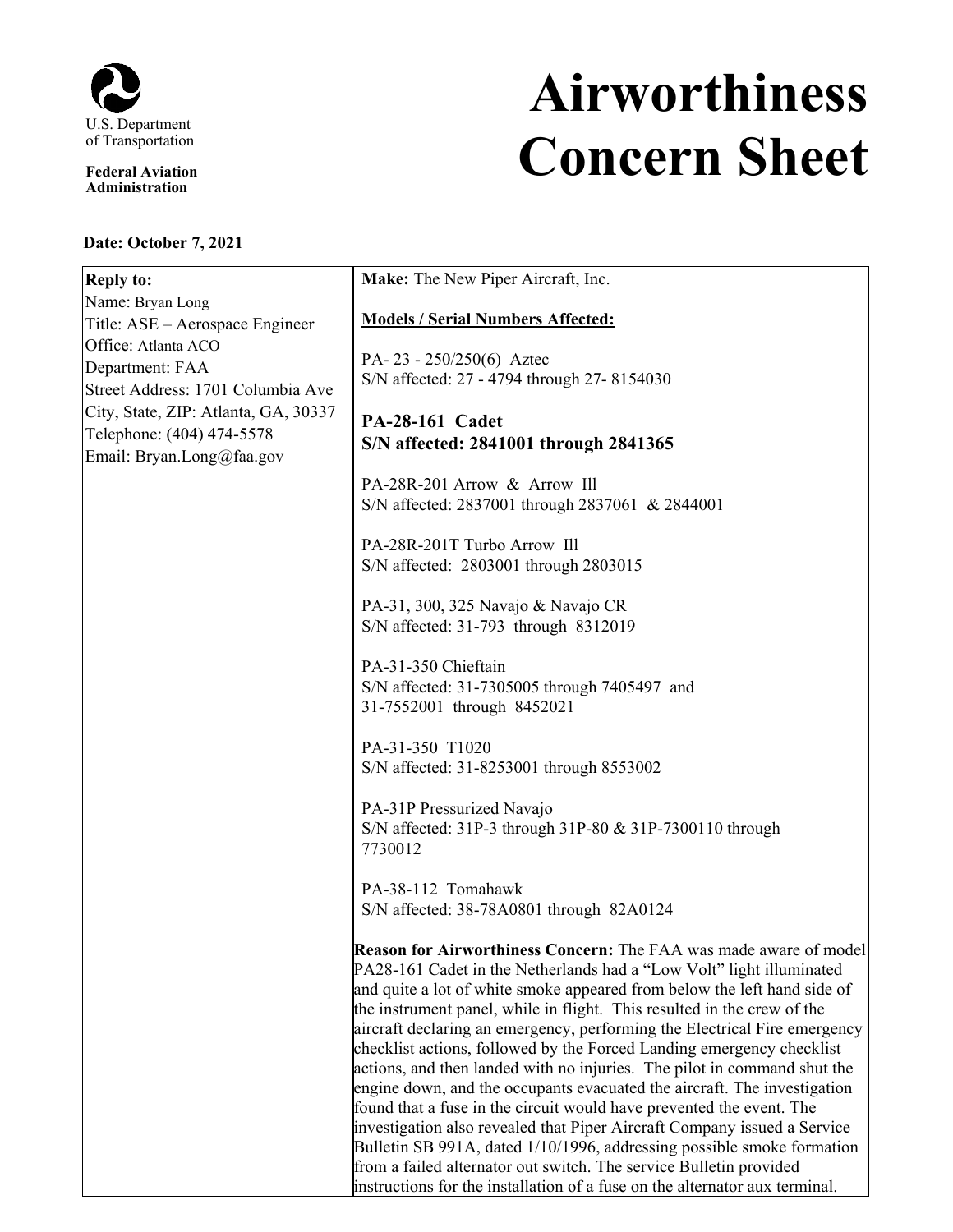U.S. Department of Transportation

**Federal Aviation Administration**

# Airworthiness Concern Sheet

**Date: October 7, 2021**

| **Reply to:** | **Make:** The New Piper Aircraft, Inc. |
|---|---|
| Name: Bryan Long<br>Title: ASE – Aerospace Engineer<br>Office: Atlanta ACO<br>Department: FAA<br>Street Address: 1701 Columbia Ave<br>City, State, ZIP: Atlanta, GA, 30337<br>Telephone: (404) 474-5578<br>Email: Bryan.Long@faa.gov | **Models / Serial Numbers Affected:**<br><br>PA- 23 - 250/250(6) Aztec<br>S/N affected: 27 - 4794 through 27- 8154030<br><br>**PA-28-161 Cadet**<br>**S/N affected: 2841001 through 2841365**<br><br>PA-28R-201 Arrow & Arrow Ill<br>S/N affected: 2837001 through 2837061 & 2844001<br><br>PA-28R-201T Turbo Arrow Ill<br>S/N affected: 2803001 through 2803015<br><br>PA-31, 300, 325 Navajo & Navajo CR<br>S/N affected: 31-793 through 8312019<br><br>PA-31-350 Chieftain<br>S/N affected: 31-7305005 through 7405497 and<br>31-7552001 through 8452021<br><br>PA-31-350 T1020<br>S/N affected: 31-8253001 through 8553002<br><br>PA-31P Pressurized Navajo<br>S/N affected: 31P-3 through 31P-80 & 31P-7300110 through 7730012<br><br>PA-38-112 Tomahawk<br>S/N affected: 38-78A0801 through 82A0124<br><br>**Reason for Airworthiness Concern:** The FAA was made aware of model PA28-161 Cadet in the Netherlands had a "Low Volt" light illuminated and quite a lot of white smoke appeared from below the left hand side of the instrument panel, while in flight. This resulted in the crew of the aircraft declaring an emergency, performing the Electrical Fire emergency checklist actions, followed by the Forced Landing emergency checklist actions, and then landed with no injuries. The pilot in command shut the engine down, and the occupants evacuated the aircraft. The investigation found that a fuse in the circuit would have prevented the event. The investigation also revealed that Piper Aircraft Company issued a Service Bulletin SB 991A, dated 1/10/1996, addressing possible smoke formation from a failed alternator out switch. The service Bulletin provided instructions for the installation of a fuse on the alternator aux terminal. |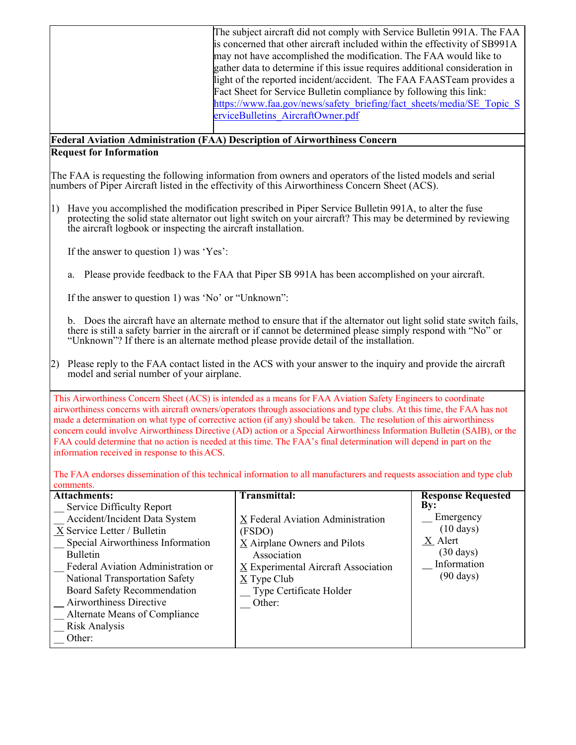| | |
|---|---|
| | The subject aircraft did not comply with Service Bulletin 991A. The FAA is concerned that other aircraft included within the effectivity of SB991A may not have accomplished the modification. The FAA would like to gather data to determine if this issue requires additional consideration in light of the reported incident/accident. The FAA FAASTeam provides a Fact Sheet for Service Bulletin compliance by following this link: https://www.faa.gov/news/safety_briefing/fact_sheets/media/SE_Topic_ServiceBulletins_AircraftOwner.pdf |

**Federal Aviation Administration (FAA) Description of Airworthiness Concern**

**Request for Information**

The FAA is requesting the following information from owners and operators of the listed models and serial numbers of Piper Aircraft listed in the effectivity of this Airworthiness Concern Sheet (ACS).

1) Have you accomplished the modification prescribed in Piper Service Bulletin 991A, to alter the fuse protecting the solid state alternator out light switch on your aircraft? This may be determined by reviewing the aircraft logbook or inspecting the aircraft installation.

   If the answer to question 1) was 'Yes':

   a. Please provide feedback to the FAA that Piper SB 991A has been accomplished on your aircraft.

   If the answer to question 1) was 'No' or "Unknown":

   b. Does the aircraft have an alternate method to ensure that if the alternator out light solid state switch fails, there is still a safety barrier in the aircraft or if cannot be determined please simply respond with "No" or "Unknown"? If there is an alternate method please provide detail of the installation.

2) Please reply to the FAA contact listed in the ACS with your answer to the inquiry and provide the aircraft model and serial number of your airplane.

This Airworthiness Concern Sheet (ACS) is intended as a means for FAA Aviation Safety Engineers to coordinate airworthiness concerns with aircraft owners/operators through associations and type clubs. At this time, the FAA has not made a determination on what type of corrective action (if any) should be taken. The resolution of this airworthiness concern could involve Airworthiness Directive (AD) action or a Special Airworthiness Information Bulletin (SAIB), or the FAA could determine that no action is needed at this time. The FAA's final determination will depend in part on the information received in response to this ACS.

The FAA endorses dissemination of this technical information to all manufacturers and requests association and type club comments.

| **Attachments:** | **Transmittal:** | **Response Requested By:** |
|---|---|---|
| __ Service Difficulty Report<br>__ Accident/Incident Data System<br>X Service Letter / Bulletin<br>__ Special Airworthiness Information Bulletin<br>__ Federal Aviation Administration or National Transportation Safety Board Safety Recommendation<br>__ Airworthiness Directive<br>__ Alternate Means of Compliance<br>__ Risk Analysis<br>__ Other: | X Federal Aviation Administration (FSDO)<br>X Airplane Owners and Pilots Association<br>X Experimental Aircraft Association<br>X Type Club<br>__ Type Certificate Holder<br>__ Other: | __ Emergency (10 days)<br>X Alert (30 days)<br>__ Information (90 days) |